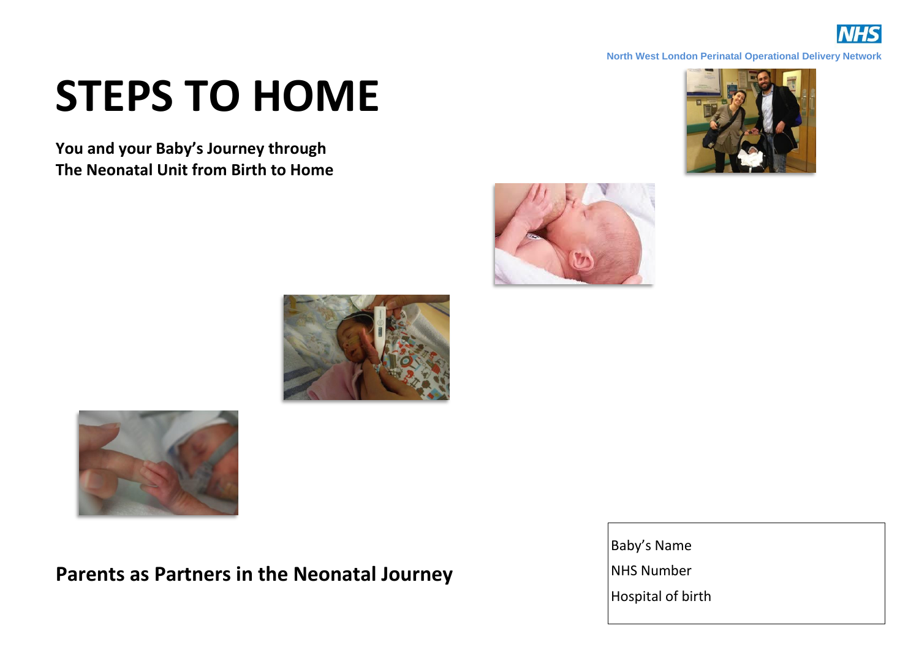North West London Perinatal Operational Delivery Network

# STEPS TO HOME

**You and your Baby's Journey through The Neonatal Unit from Birth to Home**

## Parents as Partners in the Neonatal Journey

Baby's Name

NHS Number

Hospital of birth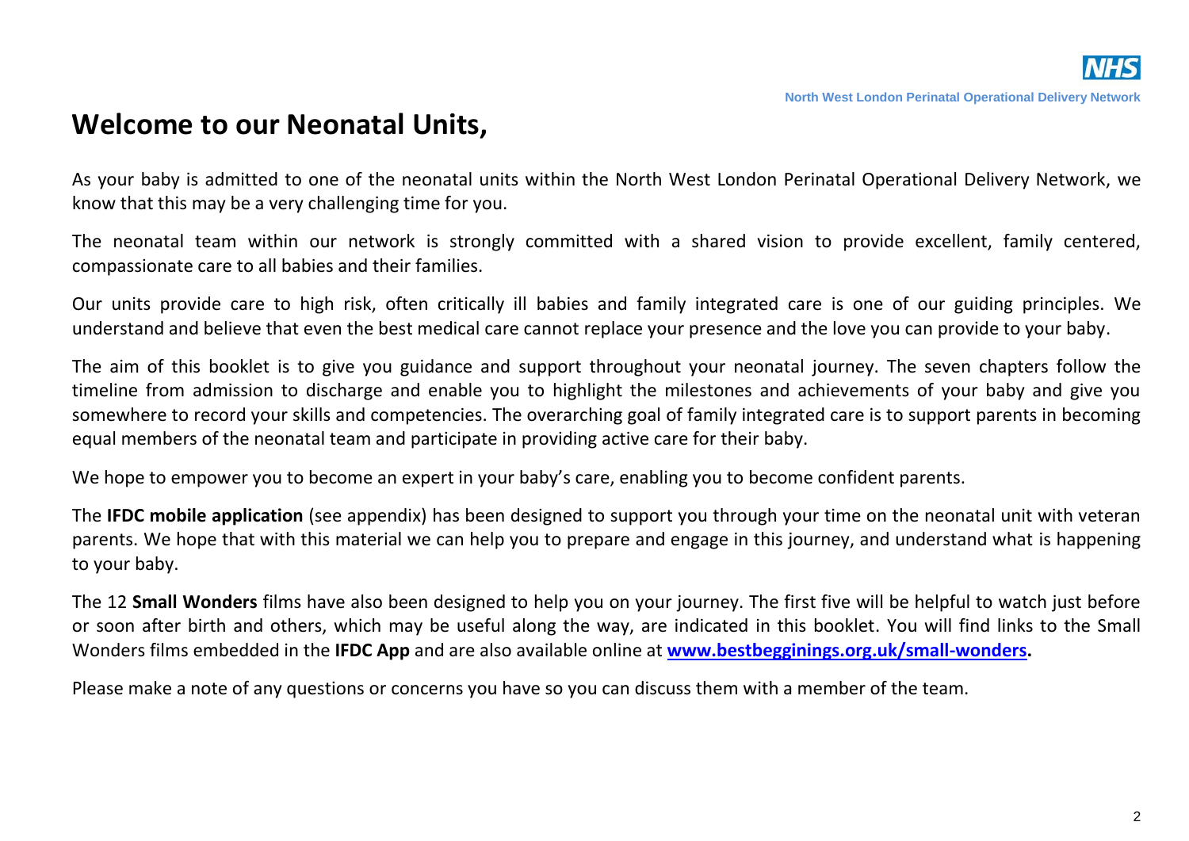# Welcome to our Neonatal Units,

As your baby is admitted to one of the neonatal units within the North West London Perinatal Operational Delivery Network, we know that this may be a very challenging time for you.

The neonatal team within our network is strongly committed with a shared vision to provide excellent, family centered, compassionate care to all babies and their families.

Our units provide care to high risk, often critically ill babies and family integrated care is one of our guiding principles. We understand and believe that even the best medical care cannot replace your presence and the love you can provide to your baby.

The aim of this booklet is to give you guidance and support throughout your neonatal journey. The seven chapters follow the timeline from admission to discharge and enable you to highlight the milestones and achievements of your baby and give you somewhere to record your skills and competencies. The overarching goal of family integrated care is to support parents in becoming equal members of the neonatal team and participate in providing active care for their baby.

We hope to empower you to become an expert in your baby's care, enabling you to become confident parents.

The **IFDC mobile application** (see appendix) has been designed to support you through your time on the neonatal unit with veteran parents. We hope that with this material we can help you to prepare and engage in this journey, and understand what is happening to your baby.

The 12 **Small Wonders** films have also been designed to help you on your journey. The first five will be helpful to watch just before or soon after birth and others, which may be useful along the way, are indicated in this booklet. You will find links to the Small Wonders films embedded in the **IFDC App** and are also available online at **[www.bestbegginings.org.uk/small-wonders](www.bestbegginings.org.uk/small-wonders).**

Please make a note of any questions or concerns you have so you can discuss them with a member of the team.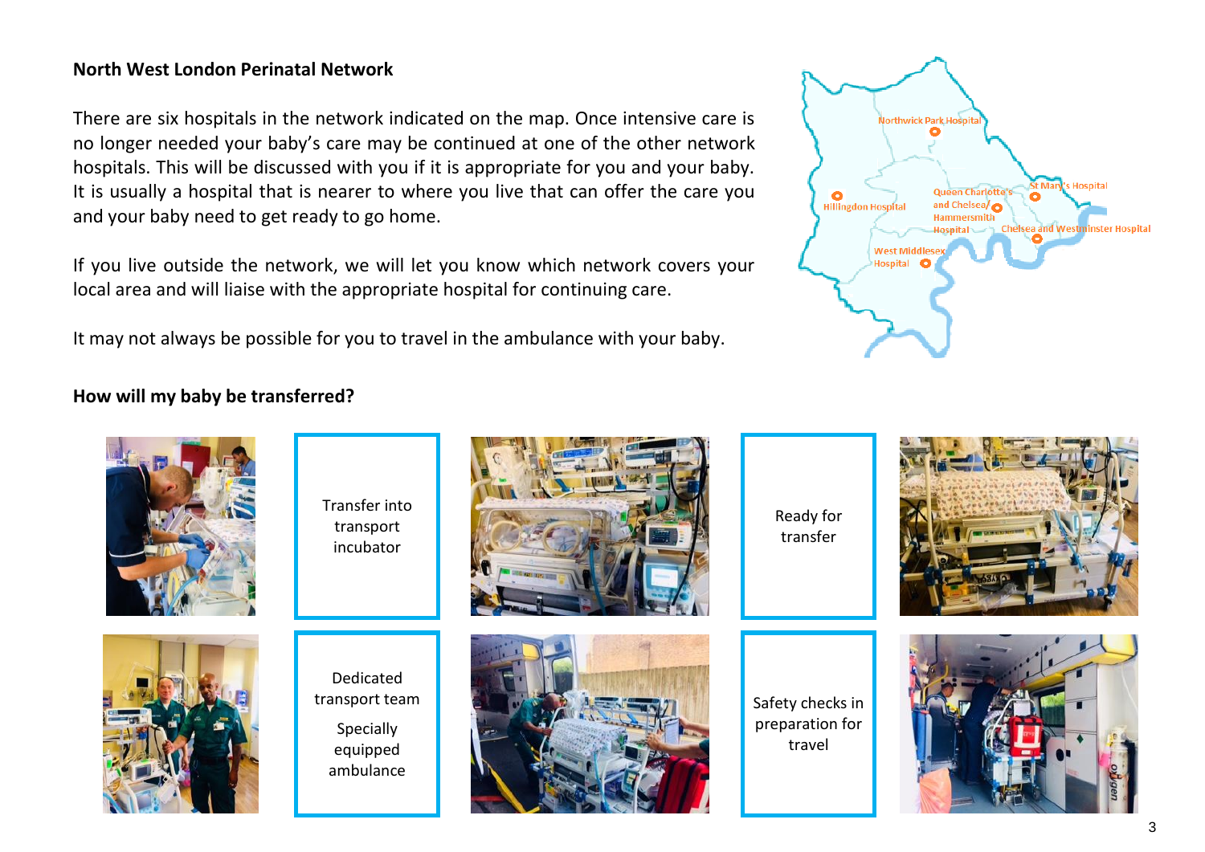**North West London Perinatal Network**

There are six hospitals in the network indicated on the map. Once intensive care is no longer needed your baby's care may be continued at one of the other network hospitals. This will be discussed with you if it is appropriate for you and your baby. It is usually a hospital that is nearer to where you live that can offer the care you and your baby need to get ready to go home.

If you live outside the network, we will let you know which network covers your local area and will liaise with the appropriate hospital for continuing care.

It may not always be possible for you to travel in the ambulance with your baby.

**How will my baby be transferred?**

Transfer into transport incubator

Ready for transfer

Dedicated transport team

Specially equipped ambulance

Safety checks in preparation for travel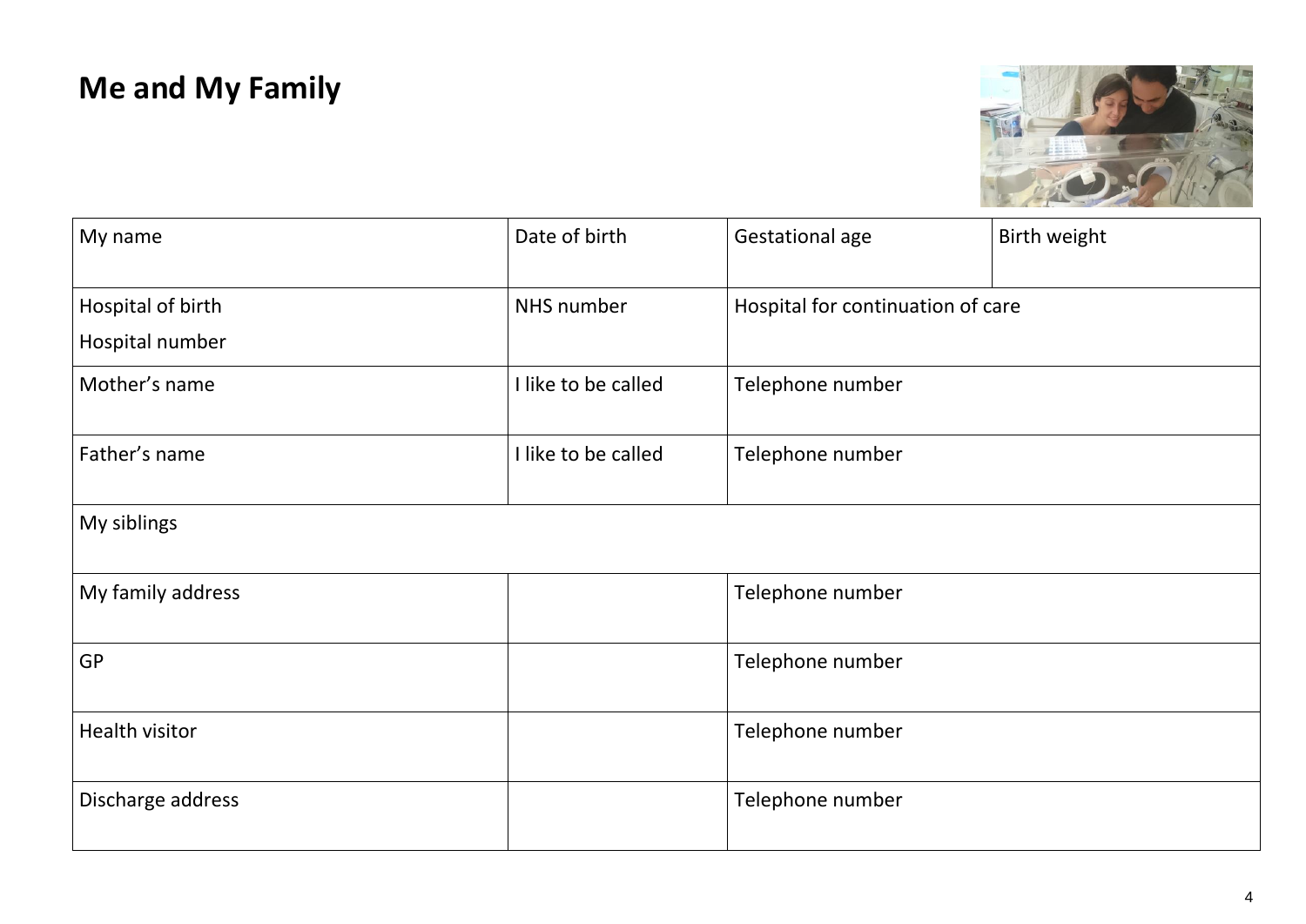# Me and My Family

| My name | Date of birth | Gestational age | Birth weight |
|---|---|---|---|
| Hospital of birth<br>Hospital number | NHS number | Hospital for continuation of care | |
| Mother's name | I like to be called | Telephone number | |
| Father's name | I like to be called | Telephone number | |
| My siblings | | | |
| My family address | | Telephone number | |
| GP | | Telephone number | |
| Health visitor | | Telephone number | |
| Discharge address | | Telephone number | |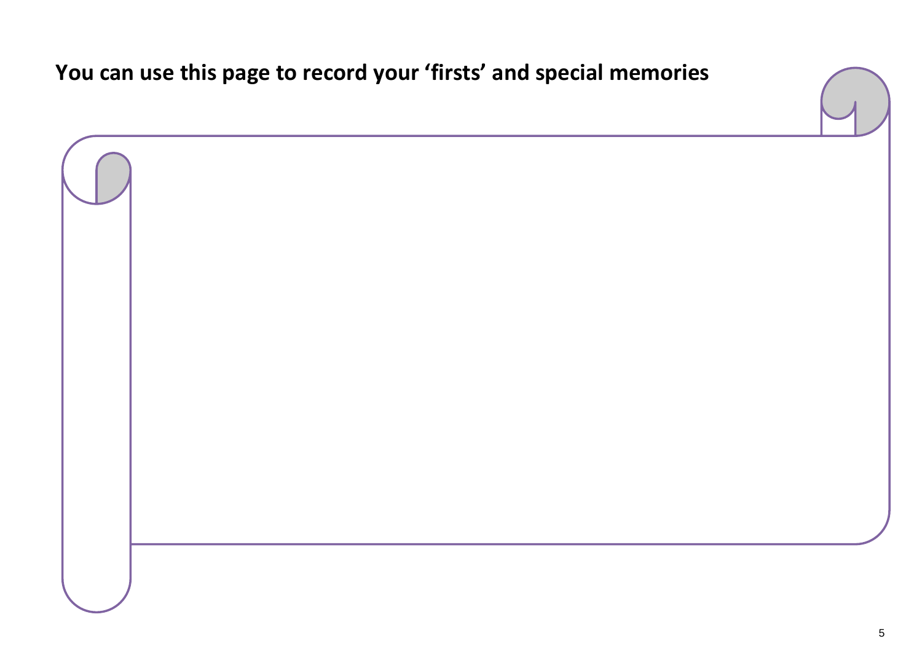**You can use this page to record your 'firsts' and special memories**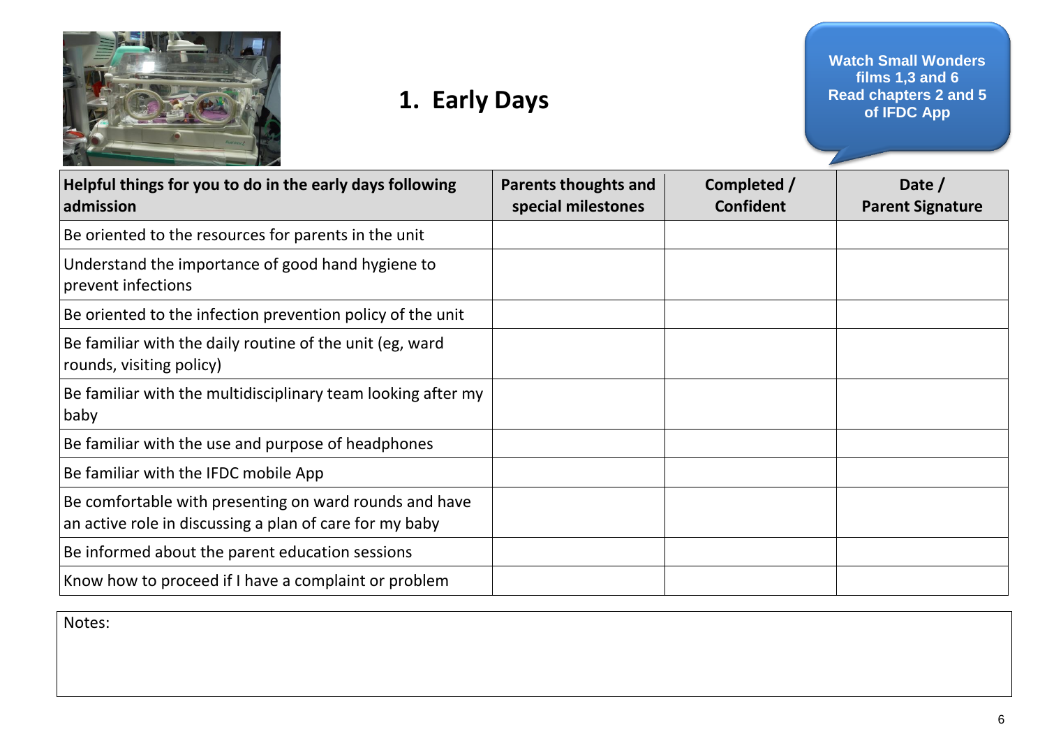# 1. Early Days

Watch Small Wonders films 1,3 and 6
Read chapters 2 and 5 of IFDC App

| Helpful things for you to do in the early days following admission | Parents thoughts and special milestones | Completed / Confident | Date / Parent Signature |
|---|---|---|---|
| Be oriented to the resources for parents in the unit | | | |
| Understand the importance of good hand hygiene to prevent infections | | | |
| Be oriented to the infection prevention policy of the unit | | | |
| Be familiar with the daily routine of the unit (eg, ward rounds, visiting policy) | | | |
| Be familiar with the multidisciplinary team looking after my baby | | | |
| Be familiar with the use and purpose of headphones | | | |
| Be familiar with the IFDC mobile App | | | |
| Be comfortable with presenting on ward rounds and have an active role in discussing a plan of care for my baby | | | |
| Be informed about the parent education sessions | | | |
| Know how to proceed if I have a complaint or problem | | | |

Notes: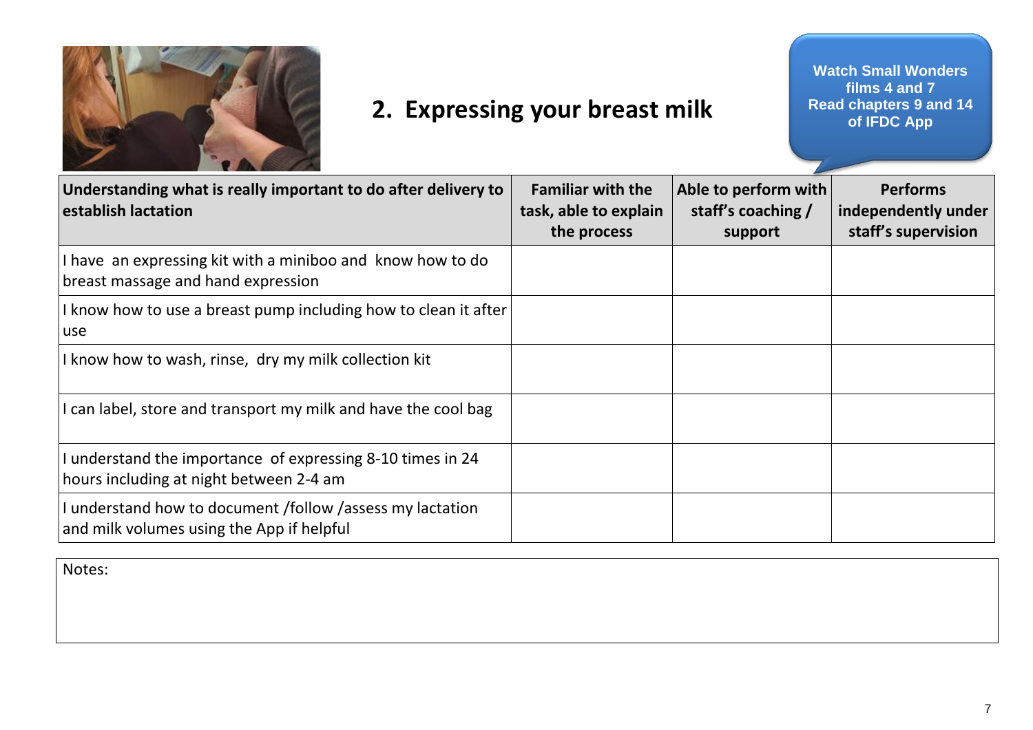## 2. Expressing your breast milk

**Watch Small Wonders films 4 and 7**
**Read chapters 9 and 14 of IFDC App**

| **Understanding what is really important to do after delivery to establish lactation** | **Familiar with the task, able to explain the process** | **Able to perform with staff's coaching / support** | **Performs independently under staff's supervision** |
|---|---|---|---|
| I have an expressing kit with a miniboo and know how to do breast massage and hand expression | | | |
| I know how to use a breast pump including how to clean it after use | | | |
| I know how to wash, rinse, dry my milk collection kit | | | |
| I can label, store and transport my milk and have the cool bag | | | |
| I understand the importance of expressing 8-10 times in 24 hours including at night between 2-4 am | | | |
| I understand how to document /follow /assess my lactation and milk volumes using the App if helpful | | | |

Notes: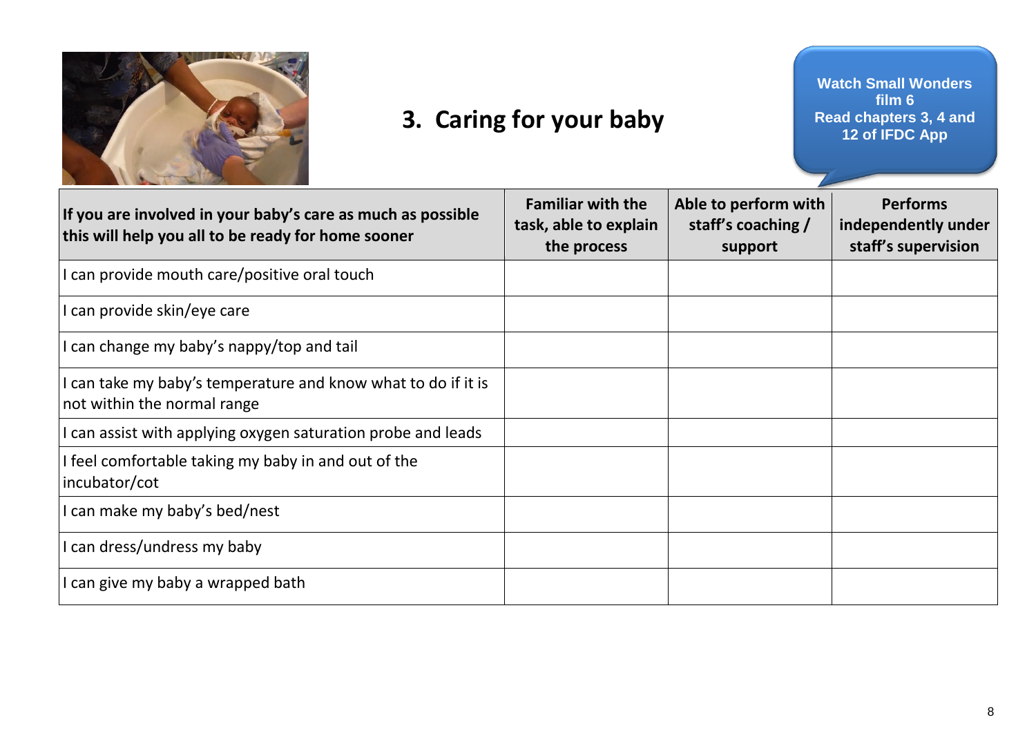# 3. Caring for your baby

**Watch Small Wonders film 6**
**Read chapters 3, 4 and 12 of IFDC App**

| If you are involved in your baby's care as much as possible this will help you all to be ready for home sooner | Familiar with the task, able to explain the process | Able to perform with staff's coaching / support | Performs independently under staff's supervision |
|---|---|---|---|
| I can provide mouth care/positive oral touch | | | |
| I can provide skin/eye care | | | |
| I can change my baby's nappy/top and tail | | | |
| I can take my baby's temperature and know what to do if it is not within the normal range | | | |
| I can assist with applying oxygen saturation probe and leads | | | |
| I feel comfortable taking my baby in and out of the incubator/cot | | | |
| I can make my baby's bed/nest | | | |
| I can dress/undress my baby | | | |
| I can give my baby a wrapped bath | | | |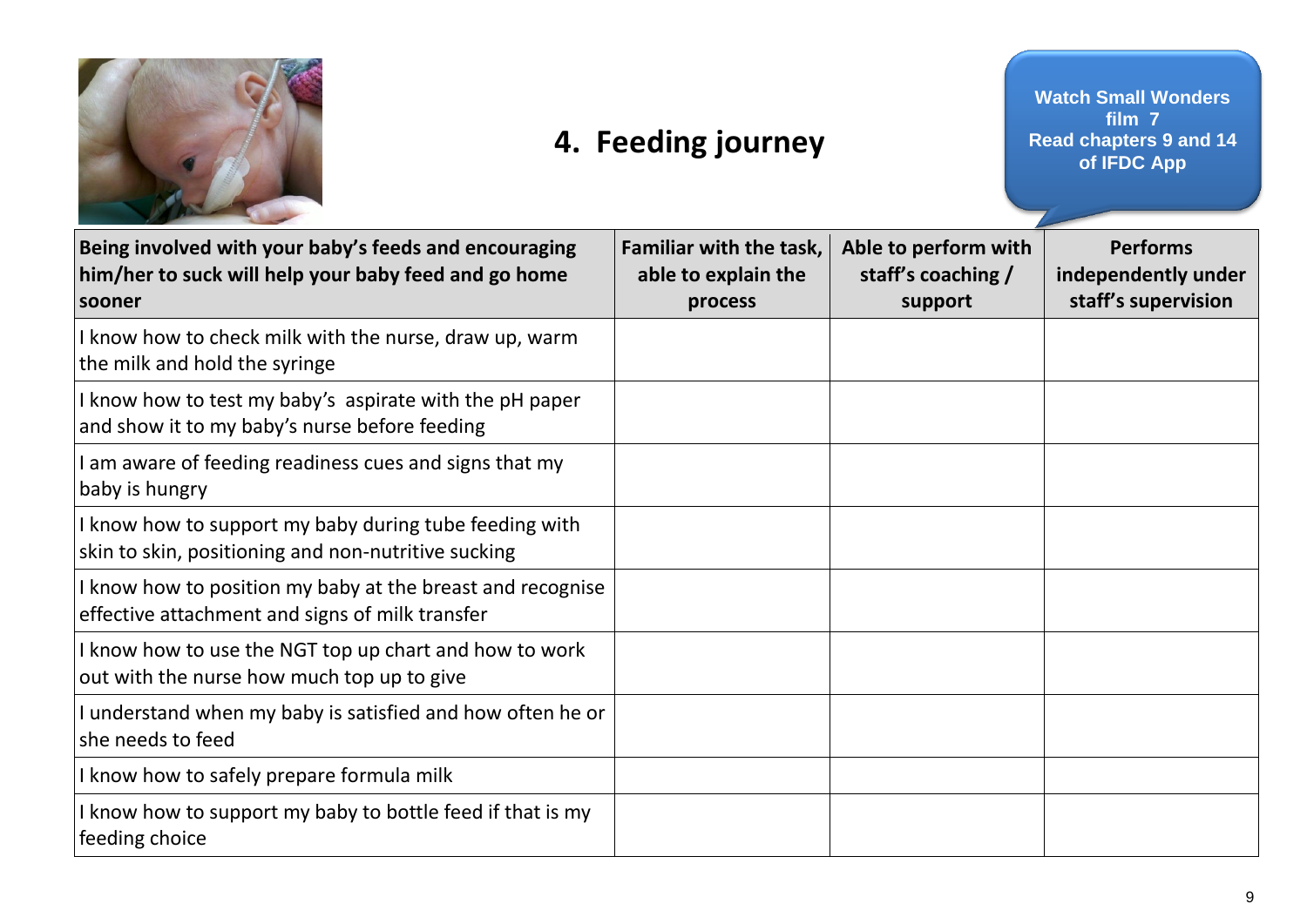# 4. Feeding journey

**Watch Small Wonders film 7**
**Read chapters 9 and 14 of IFDC App**

| Being involved with your baby's feeds and encouraging him/her to suck will help your baby feed and go home sooner | Familiar with the task, able to explain the process | Able to perform with staff's coaching / support | Performs independently under staff's supervision |
|---|---|---|---|
| I know how to check milk with the nurse, draw up, warm the milk and hold the syringe | | | |
| I know how to test my baby's aspirate with the pH paper and show it to my baby's nurse before feeding | | | |
| I am aware of feeding readiness cues and signs that my baby is hungry | | | |
| I know how to support my baby during tube feeding with skin to skin, positioning and non-nutritive sucking | | | |
| I know how to position my baby at the breast and recognise effective attachment and signs of milk transfer | | | |
| I know how to use the NGT top up chart and how to work out with the nurse how much top up to give | | | |
| I understand when my baby is satisfied and how often he or she needs to feed | | | |
| I know how to safely prepare formula milk | | | |
| I know how to support my baby to bottle feed if that is my feeding choice | | | |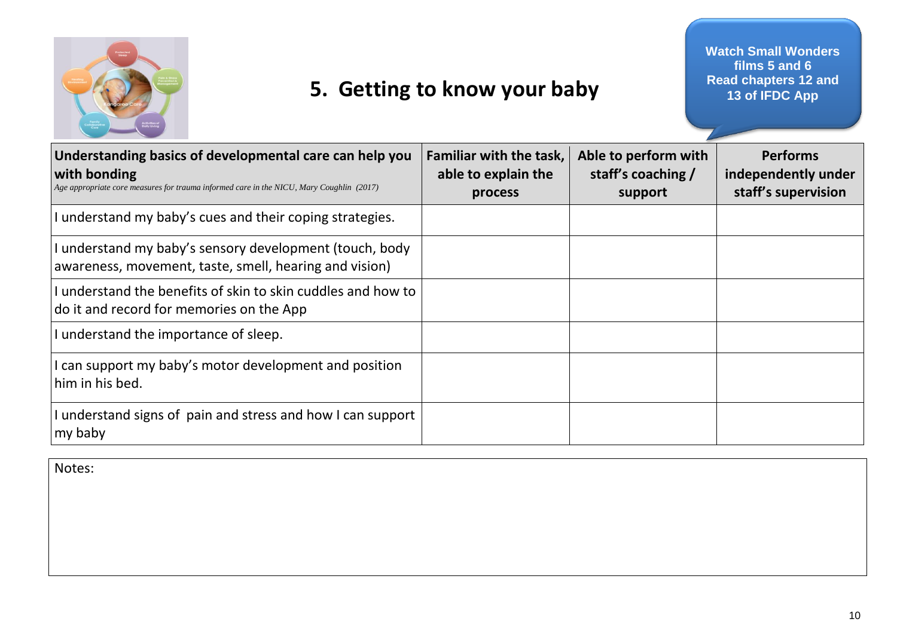# 5. Getting to know your baby

**Watch Small Wonders films 5 and 6**
**Read chapters 12 and 13 of IFDC App**

| **Understanding basics of developmental care can help you with bonding** *Age appropriate core measures for trauma informed care in the NICU, Mary Coughlin (2017)* | **Familiar with the task, able to explain the process** | **Able to perform with staff's coaching / support** | **Performs independently under staff's supervision** |
|---|---|---|---|
| I understand my baby's cues and their coping strategies. | | | |
| I understand my baby's sensory development (touch, body awareness, movement, taste, smell, hearing and vision) | | | |
| I understand the benefits of skin to skin cuddles and how to do it and record for memories on the App | | | |
| I understand the importance of sleep. | | | |
| I can support my baby's motor development and position him in his bed. | | | |
| I understand signs of pain and stress and how I can support my baby | | | |

Notes: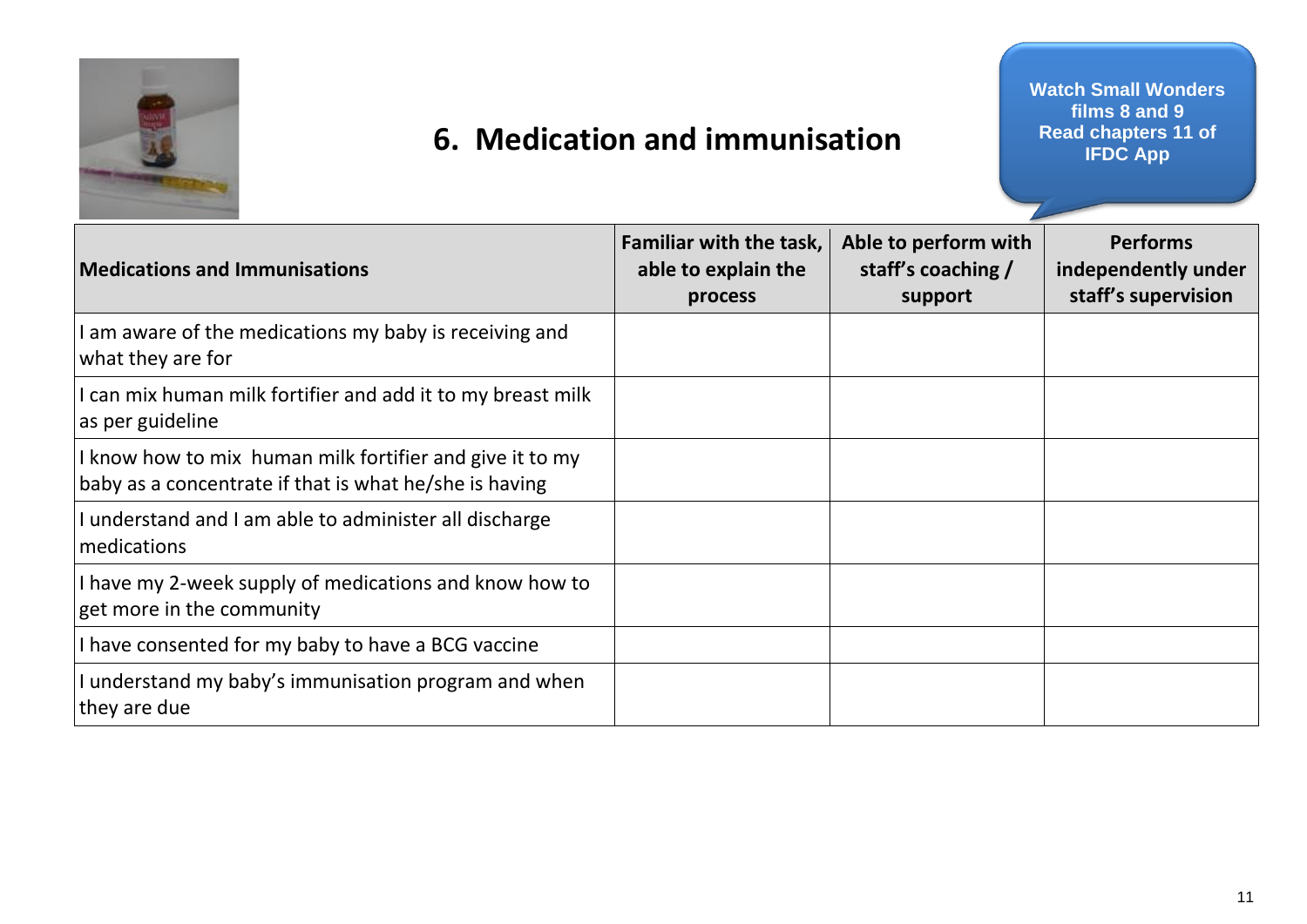# 6. Medication and immunisation

Watch Small Wonders films 8 and 9
Read chapters 11 of IFDC App

| **Medications and Immunisations** | **Familiar with the task, able to explain the process** | **Able to perform with staff's coaching / support** | **Performs independently under staff's supervision** |
|---|---|---|---|
| I am aware of the medications my baby is receiving and what they are for | | | |
| I can mix human milk fortifier and add it to my breast milk as per guideline | | | |
| I know how to mix human milk fortifier and give it to my baby as a concentrate if that is what he/she is having | | | |
| I understand and I am able to administer all discharge medications | | | |
| I have my 2-week supply of medications and know how to get more in the community | | | |
| I have consented for my baby to have a BCG vaccine | | | |
| I understand my baby's immunisation program and when they are due | | | |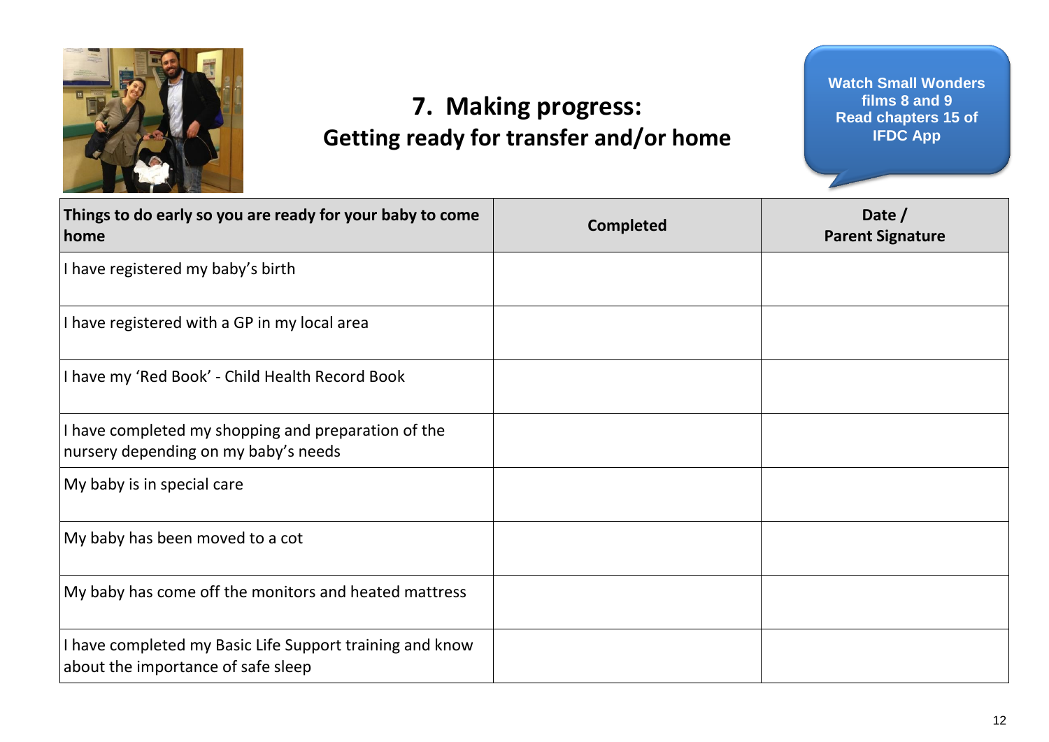# 7. Making progress:
## Getting ready for transfer and/or home

**Watch Small Wonders films 8 and 9**
**Read chapters 15 of IFDC App**

| Things to do early so you are ready for your baby to come home | Completed | Date / Parent Signature |
| --- | --- | --- |
| I have registered my baby's birth | | |
| I have registered with a GP in my local area | | |
| I have my 'Red Book' - Child Health Record Book | | |
| I have completed my shopping and preparation of the nursery depending on my baby's needs | | |
| My baby is in special care | | |
| My baby has been moved to a cot | | |
| My baby has come off the monitors and heated mattress | | |
| I have completed my Basic Life Support training and know about the importance of safe sleep | | |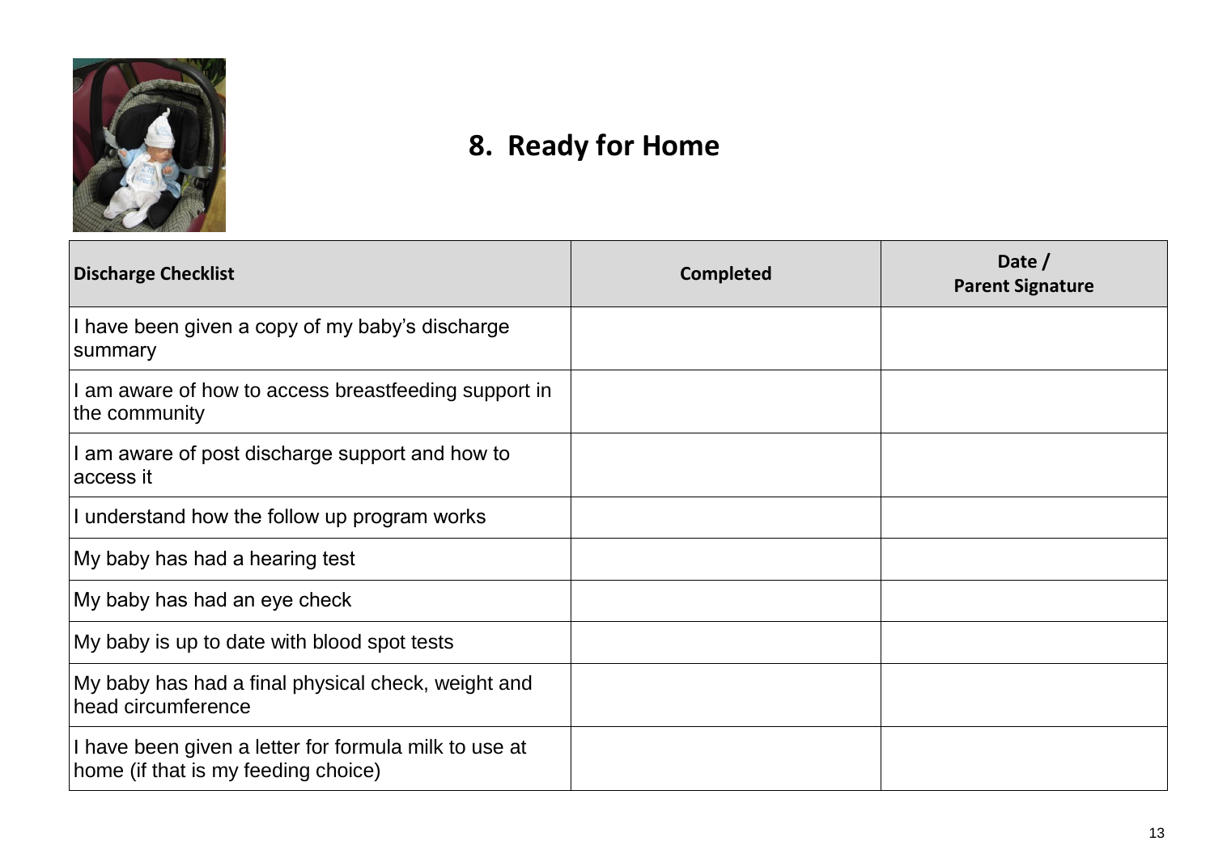## 8. Ready for Home

| Discharge Checklist | Completed | Date / Parent Signature |
|---|---|---|
| I have been given a copy of my baby's discharge summary | | |
| I am aware of how to access breastfeeding support in the community | | |
| I am aware of post discharge support and how to access it | | |
| I understand how the follow up program works | | |
| My baby has had a hearing test | | |
| My baby has had an eye check | | |
| My baby is up to date with blood spot tests | | |
| My baby has had a final physical check, weight and head circumference | | |
| I have been given a letter for formula milk to use at home (if that is my feeding choice) | | |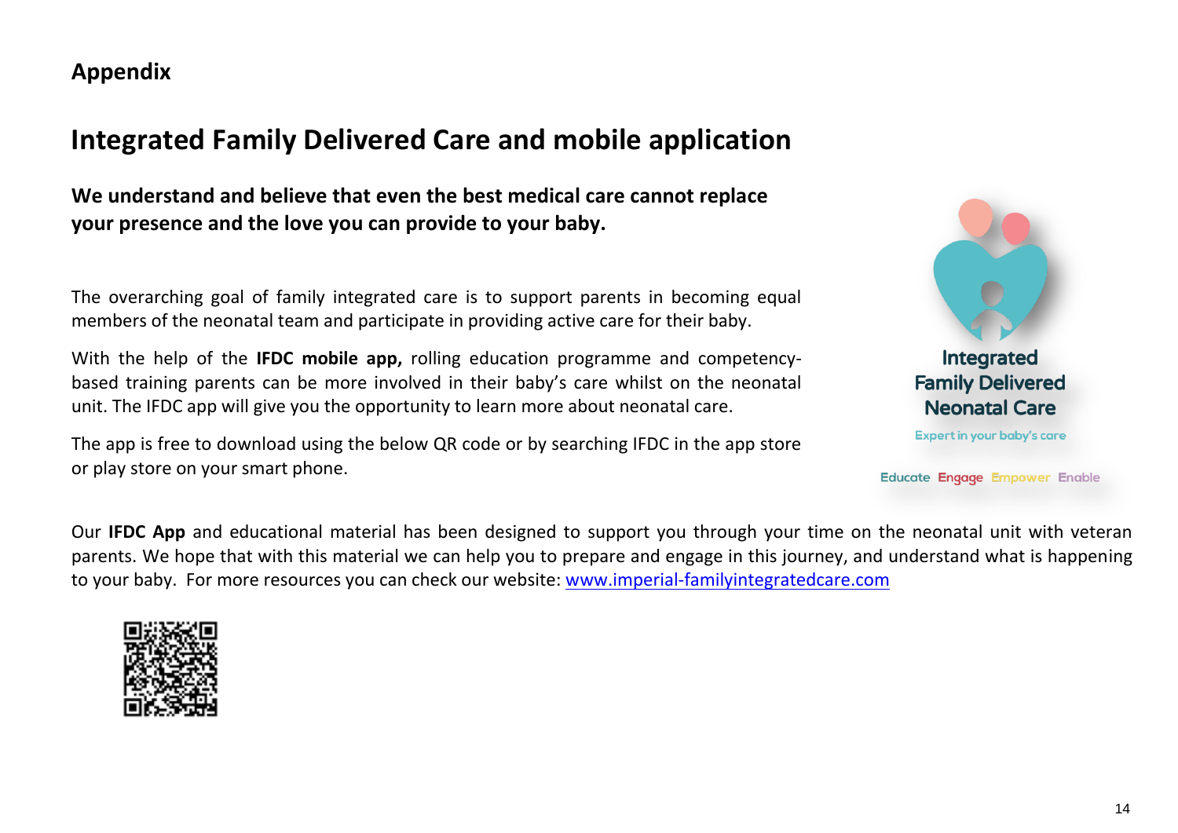**Appendix**

# Integrated Family Delivered Care and mobile application

**We understand and believe that even the best medical care cannot replace your presence and the love you can provide to your baby.**

The overarching goal of family integrated care is to support parents in becoming equal members of the neonatal team and participate in providing active care for their baby.

With the help of the **IFDC mobile app,** rolling education programme and competency-based training parents can be more involved in their baby's care whilst on the neonatal unit. The IFDC app will give you the opportunity to learn more about neonatal care.

The app is free to download using the below QR code or by searching IFDC in the app store or play store on your smart phone.

Integrated Family Delivered Neonatal Care

Expert in your baby's care

Educate Engage Empower Enable

Our **IFDC App** and educational material has been designed to support you through your time on the neonatal unit with veteran parents. We hope that with this material we can help you to prepare and engage in this journey, and understand what is happening to your baby. For more resources you can check our website: [www.imperial-familyintegratedcare.com](http://www.imperial-familyintegratedcare.com)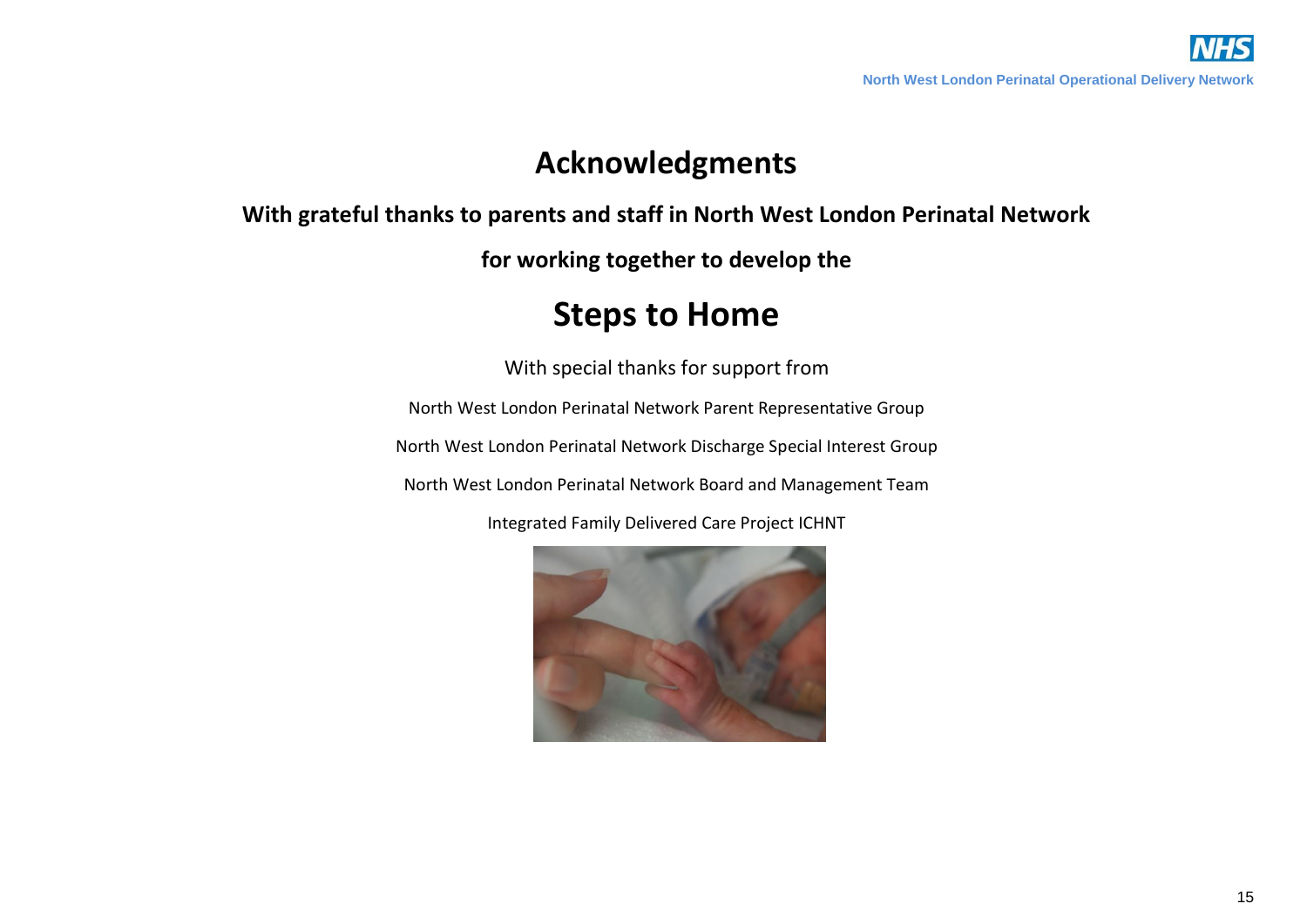# Acknowledgments

**With grateful thanks to parents and staff in North West London Perinatal Network**

**for working together to develop the**

## Steps to Home

With special thanks for support from

North West London Perinatal Network Parent Representative Group

North West London Perinatal Network Discharge Special Interest Group

North West London Perinatal Network Board and Management Team

Integrated Family Delivered Care Project ICHNT